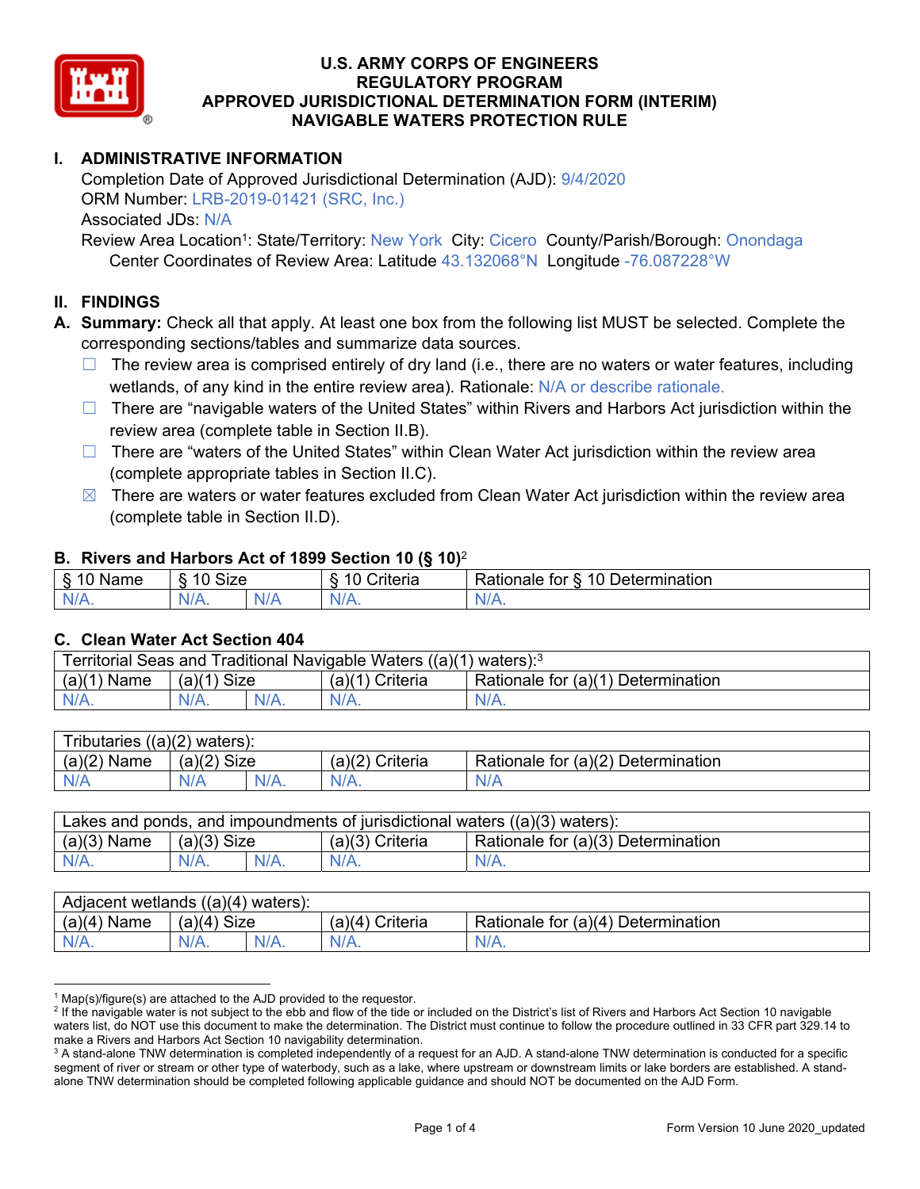# U.S. ARMY CORPS OF ENGINEERS
# REGULATORY PROGRAM
# APPROVED JURISDICTIONAL DETERMINATION FORM (INTERIM)
# NAVIGABLE WATERS PROTECTION RULE

## I. ADMINISTRATIVE INFORMATION

Completion Date of Approved Jurisdictional Determination (AJD): 9/4/2020
ORM Number: LRB-2019-01421 (SRC, Inc.)
Associated JDs: N/A
Review Area Location[1]: State/Territory: New York City: Cicero County/Parish/Borough: Onondaga
Center Coordinates of Review Area: Latitude 43.132068°N Longitude -76.087228°W

## II. FINDINGS

**A. Summary:** Check all that apply. At least one box from the following list MUST be selected. Complete the corresponding sections/tables and summarize data sources.

- ☐ The review area is comprised entirely of dry land (i.e., there are no waters or water features, including wetlands, of any kind in the entire review area). Rationale: N/A or describe rationale.
- ☐ There are "navigable waters of the United States" within Rivers and Harbors Act jurisdiction within the review area (complete table in Section II.B).
- ☐ There are "waters of the United States" within Clean Water Act jurisdiction within the review area (complete appropriate tables in Section II.C).
- ☒ There are waters or water features excluded from Clean Water Act jurisdiction within the review area (complete table in Section II.D).

### B. Rivers and Harbors Act of 1899 Section 10 (§ 10)[2]

| § 10 Name | § 10 Size | | § 10 Criteria | Rationale for § 10 Determination |
|---|---|---|---|---|
| N/A. | N/A. | N/A | N/A. | N/A. |

### C. Clean Water Act Section 404

| Territorial Seas and Traditional Navigable Waters ((a)(1) waters):[3] | | | | |
|---|---|---|---|---|
| (a)(1) Name | (a)(1) Size | | (a)(1) Criteria | Rationale for (a)(1) Determination |
| N/A. | N/A. | N/A. | N/A. | N/A. |

| Tributaries ((a)(2) waters): | | | | |
|---|---|---|---|---|
| (a)(2) Name | (a)(2) Size | | (a)(2) Criteria | Rationale for (a)(2) Determination |
| N/A | N/A | N/A. | N/A. | N/A |

| Lakes and ponds, and impoundments of jurisdictional waters ((a)(3) waters): | | | | |
|---|---|---|---|---|
| (a)(3) Name | (a)(3) Size | | (a)(3) Criteria | Rationale for (a)(3) Determination |
| N/A. | N/A. | N/A. | N/A. | N/A. |

| Adjacent wetlands ((a)(4) waters): | | | | |
|---|---|---|---|---|
| (a)(4) Name | (a)(4) Size | | (a)(4) Criteria | Rationale for (a)(4) Determination |
| N/A. | N/A. | N/A. | N/A. | N/A. |

---

[1] Map(s)/figure(s) are attached to the AJD provided to the requestor.
[2] If the navigable water is not subject to the ebb and flow of the tide or included on the District's list of Rivers and Harbors Act Section 10 navigable waters list, do NOT use this document to make the determination. The District must continue to follow the procedure outlined in 33 CFR part 329.14 to make a Rivers and Harbors Act Section 10 navigability determination.
[3] A stand-alone TNW determination is completed independently of a request for an AJD. A stand-alone TNW determination is conducted for a specific segment of river or stream or other type of waterbody, such as a lake, where upstream or downstream limits or lake borders are established. A stand-alone TNW determination should be completed following applicable guidance and should NOT be documented on the AJD Form.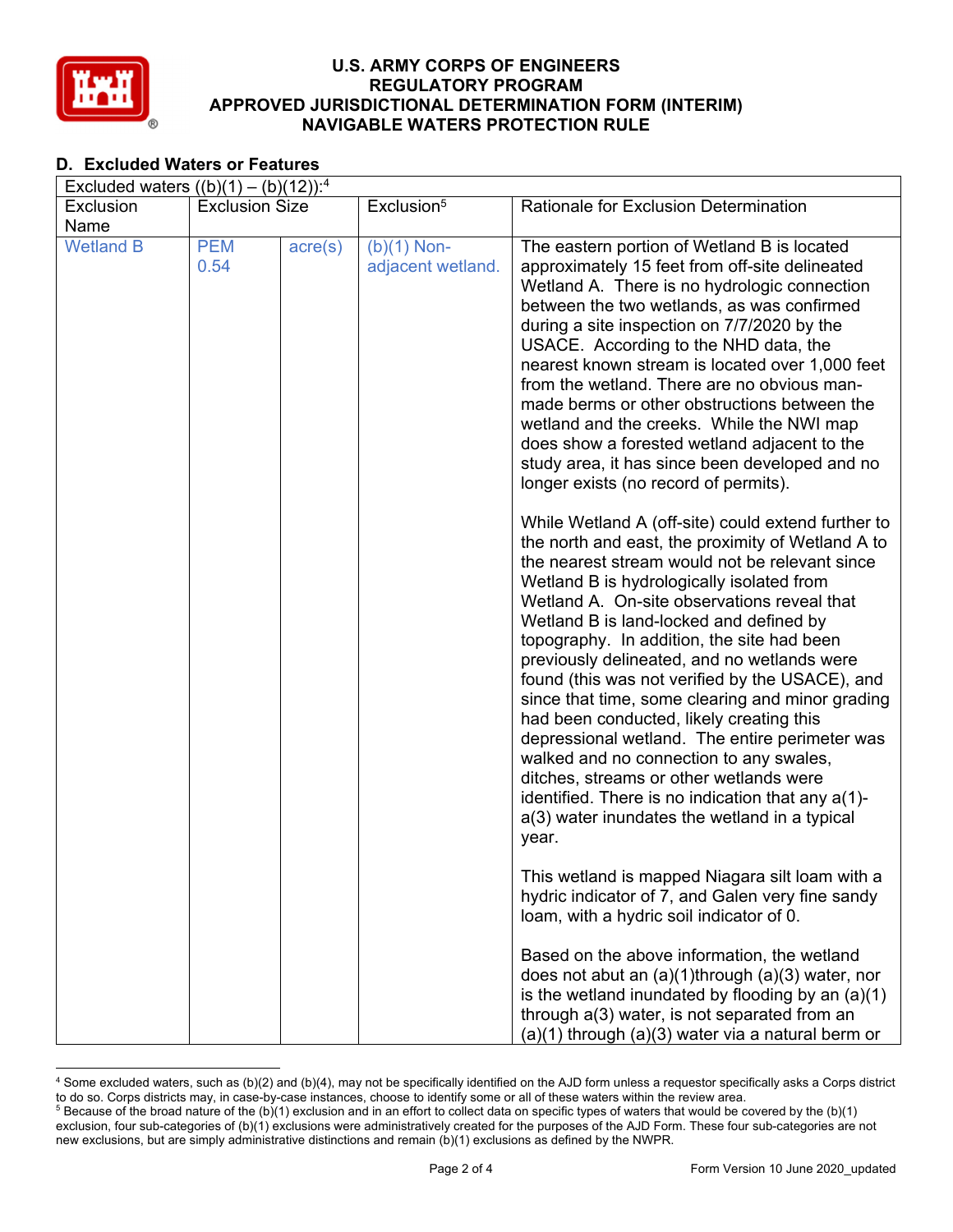## D. Excluded Waters or Features

| Excluded waters ((b)(1) – (b)(12)):[4] | | | | |
|---|---|---|---|---|
| Exclusion Name | Exclusion Size | | Exclusion[5] | Rationale for Exclusion Determination |
| Wetland B | PEM 0.54 | acre(s) | (b)(1) Non-adjacent wetland. | The eastern portion of Wetland B is located approximately 15 feet from off-site delineated Wetland A. There is no hydrologic connection between the two wetlands, as was confirmed during a site inspection on 7/7/2020 by the USACE. According to the NHD data, the nearest known stream is located over 1,000 feet from the wetland. There are no obvious man-made berms or other obstructions between the wetland and the creeks. While the NWI map does show a forested wetland adjacent to the study area, it has since been developed and no longer exists (no record of permits).<br><br>While Wetland A (off-site) could extend further to the north and east, the proximity of Wetland A to the nearest stream would not be relevant since Wetland B is hydrologically isolated from Wetland A. On-site observations reveal that Wetland B is land-locked and defined by topography. In addition, the site had been previously delineated, and no wetlands were found (this was not verified by the USACE), and since that time, some clearing and minor grading had been conducted, likely creating this depressional wetland. The entire perimeter was walked and no connection to any swales, ditches, streams or other wetlands were identified. There is no indication that any a(1)-a(3) water inundates the wetland in a typical year.<br><br>This wetland is mapped Niagara silt loam with a hydric indicator of 7, and Galen very fine sandy loam, with a hydric soil indicator of 0.<br><br>Based on the above information, the wetland does not abut an (a)(1)through (a)(3) water, nor is the wetland inundated by flooding by an (a)(1) through a(3) water, is not separated from an (a)(1) through (a)(3) water via a natural berm or |

[4] Some excluded waters, such as (b)(2) and (b)(4), may not be specifically identified on the AJD form unless a requestor specifically asks a Corps district to do so. Corps districts may, in case-by-case instances, choose to identify some or all of these waters within the review area.

[5] Because of the broad nature of the (b)(1) exclusion and in an effort to collect data on specific types of waters that would be covered by the (b)(1) exclusion, four sub-categories of (b)(1) exclusions were administratively created for the purposes of the AJD Form. These four sub-categories are not new exclusions, but are simply administrative distinctions and remain (b)(1) exclusions as defined by the NWPR.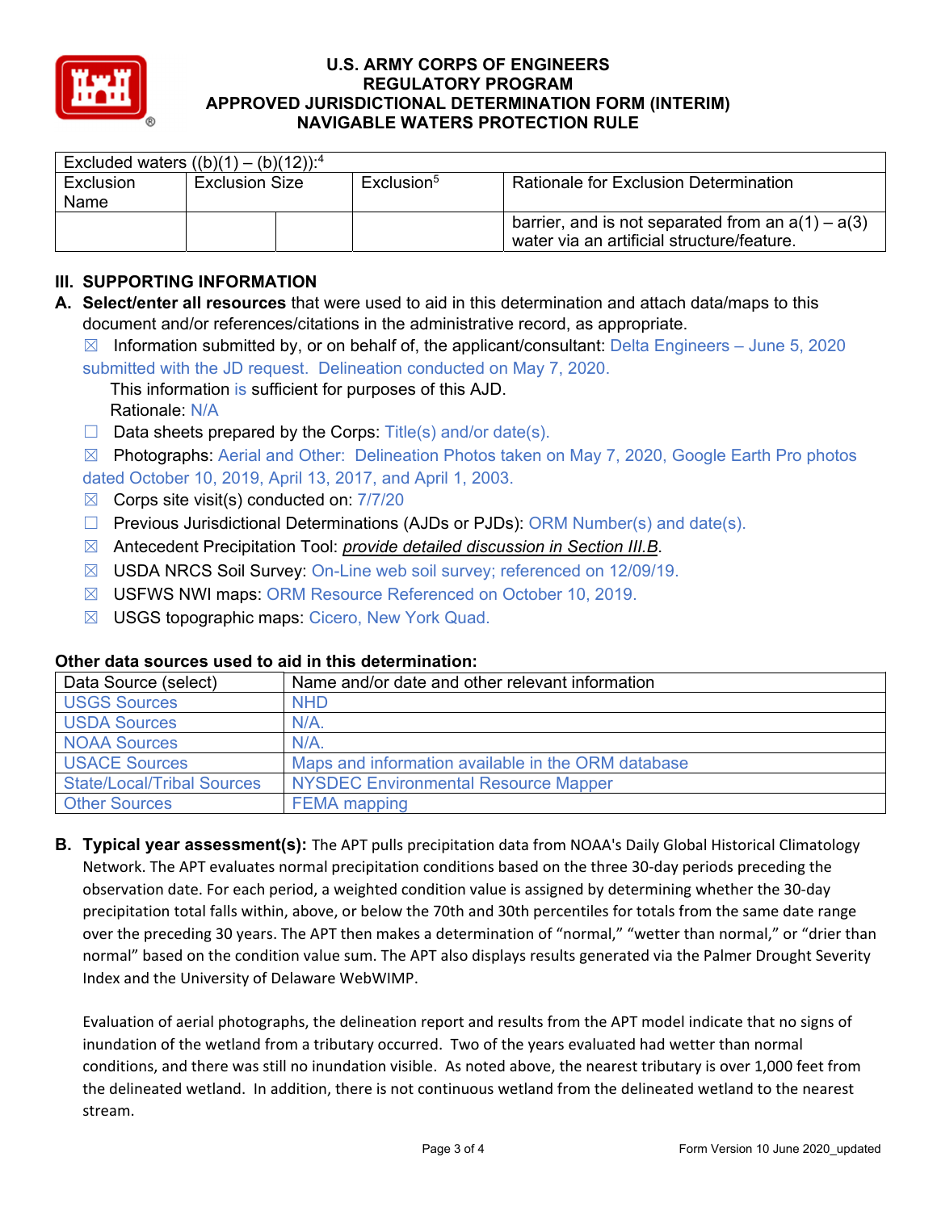# U.S. ARMY CORPS OF ENGINEERS
## REGULATORY PROGRAM
## APPROVED JURISDICTIONAL DETERMINATION FORM (INTERIM)
## NAVIGABLE WATERS PROTECTION RULE

| Excluded waters ((b)(1) – (b)(12)):[4] | | | | |
|---|---|---|---|---|
| Exclusion Name | Exclusion Size | | Exclusion[5] | Rationale for Exclusion Determination |
| | | | | barrier, and is not separated from an a(1) – a(3) water via an artificial structure/feature. |

## III. SUPPORTING INFORMATION

**A. Select/enter all resources** that were used to aid in this determination and attach data/maps to this document and/or references/citations in the administrative record, as appropriate.

☒ Information submitted by, or on behalf of, the applicant/consultant: Delta Engineers – June 5, 2020 submitted with the JD request. Delineation conducted on May 7, 2020.
This information is sufficient for purposes of this AJD.
Rationale: N/A

☐ Data sheets prepared by the Corps: Title(s) and/or date(s).

☒ Photographs: Aerial and Other: Delineation Photos taken on May 7, 2020, Google Earth Pro photos dated October 10, 2019, April 13, 2017, and April 1, 2003.

☒ Corps site visit(s) conducted on: 7/7/20

☐ Previous Jurisdictional Determinations (AJDs or PJDs): ORM Number(s) and date(s).

☒ Antecedent Precipitation Tool: *provide detailed discussion in Section III.B*.

☒ USDA NRCS Soil Survey: On-Line web soil survey; referenced on 12/09/19.

☒ USFWS NWI maps: ORM Resource Referenced on October 10, 2019.

☒ USGS topographic maps: Cicero, New York Quad.

### Other data sources used to aid in this determination:

| Data Source (select) | Name and/or date and other relevant information |
|---|---|
| USGS Sources | NHD |
| USDA Sources | N/A. |
| NOAA Sources | N/A. |
| USACE Sources | Maps and information available in the ORM database |
| State/Local/Tribal Sources | NYSDEC Environmental Resource Mapper |
| Other Sources | FEMA mapping |

**B. Typical year assessment(s):** The APT pulls precipitation data from NOAA's Daily Global Historical Climatology Network. The APT evaluates normal precipitation conditions based on the three 30-day periods preceding the observation date. For each period, a weighted condition value is assigned by determining whether the 30-day precipitation total falls within, above, or below the 70th and 30th percentiles for totals from the same date range over the preceding 30 years. The APT then makes a determination of "normal," "wetter than normal," or "drier than normal" based on the condition value sum. The APT also displays results generated via the Palmer Drought Severity Index and the University of Delaware WebWIMP.

Evaluation of aerial photographs, the delineation report and results from the APT model indicate that no signs of inundation of the wetland from a tributary occurred. Two of the years evaluated had wetter than normal conditions, and there was still no inundation visible. As noted above, the nearest tributary is over 1,000 feet from the delineated wetland. In addition, there is not continuous wetland from the delineated wetland to the nearest stream.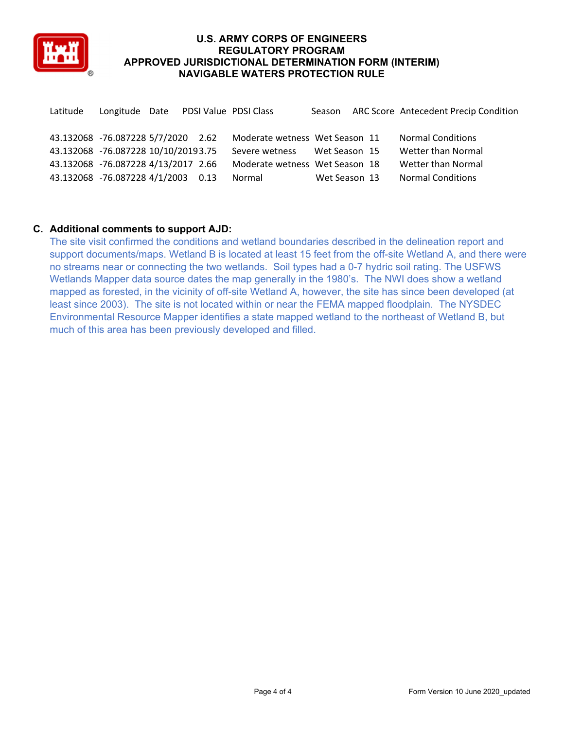# U.S. ARMY CORPS OF ENGINEERS
## REGULATORY PROGRAM
## APPROVED JURISDICTIONAL DETERMINATION FORM (INTERIM)
## NAVIGABLE WATERS PROTECTION RULE

| Latitude | Longitude | Date | PDSI Value | PDSI Class | Season | ARC Score | Antecedent Precip Condition |
|---|---|---|---|---|---|---|---|
| 43.132068 | -76.087228 | 5/7/2020 | 2.62 | Moderate wetness | Wet Season | 11 | Normal Conditions |
| 43.132068 | -76.087228 | 10/10/2019 | 3.75 | Severe wetness | Wet Season | 15 | Wetter than Normal |
| 43.132068 | -76.087228 | 4/13/2017 | 2.66 | Moderate wetness | Wet Season | 18 | Wetter than Normal |
| 43.132068 | -76.087228 | 4/1/2003 | 0.13 | Normal | Wet Season | 13 | Normal Conditions |

**C. Additional comments to support AJD:**

The site visit confirmed the conditions and wetland boundaries described in the delineation report and support documents/maps. Wetland B is located at least 15 feet from the off-site Wetland A, and there were no streams near or connecting the two wetlands. Soil types had a 0-7 hydric soil rating. The USFWS Wetlands Mapper data source dates the map generally in the 1980's. The NWI does show a wetland mapped as forested, in the vicinity of off-site Wetland A, however, the site has since been developed (at least since 2003). The site is not located within or near the FEMA mapped floodplain. The NYSDEC Environmental Resource Mapper identifies a state mapped wetland to the northeast of Wetland B, but much of this area has been previously developed and filled.